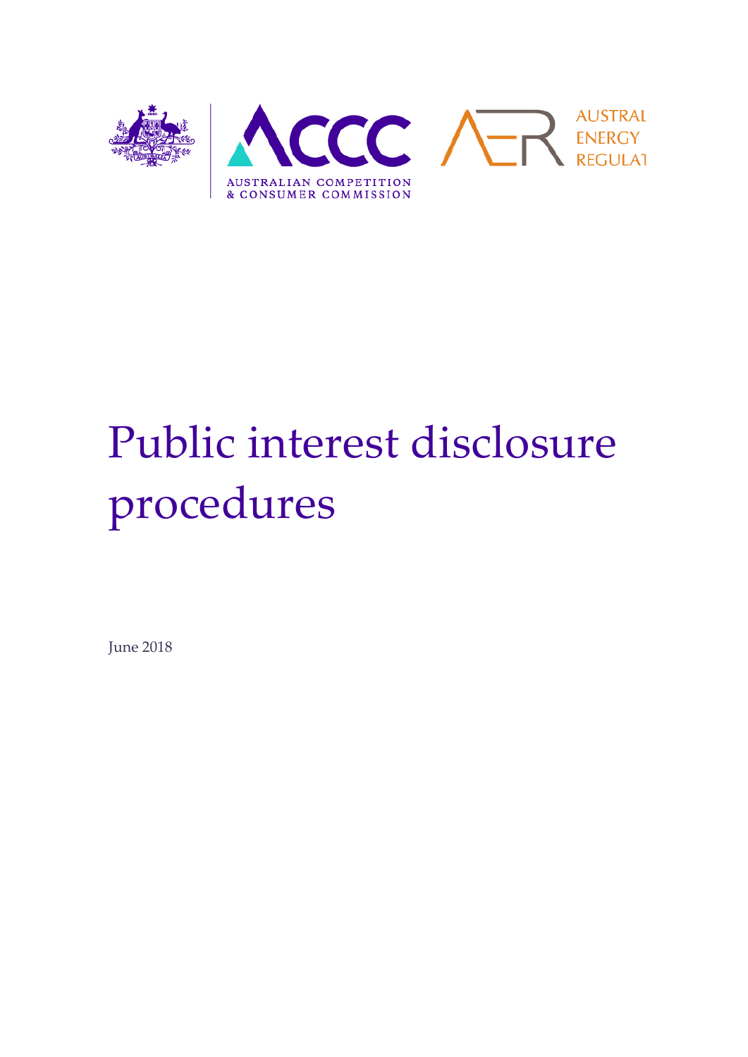# Public interest disclosure procedures

June 2018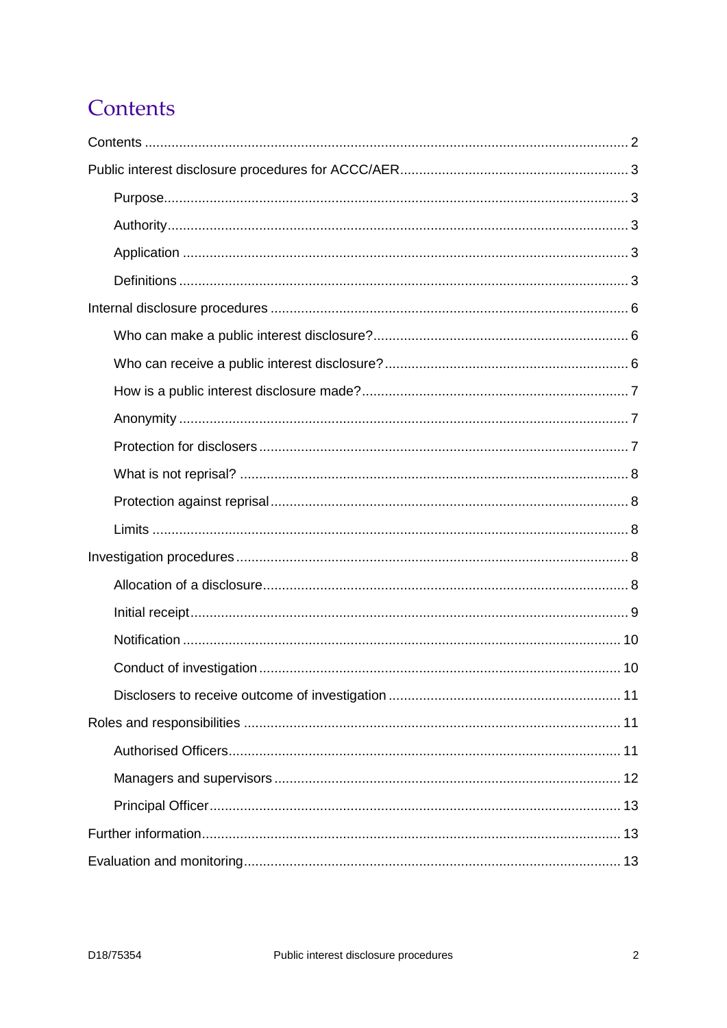# Contents

Contents ..... 2

Public interest disclosure procedures for ACCC/AER ..... 3

- Purpose ..... 3
- Authority ..... 3
- Application ..... 3
- Definitions ..... 3

Internal disclosure procedures ..... 6

- Who can make a public interest disclosure? ..... 6
- Who can receive a public interest disclosure? ..... 6
- How is a public interest disclosure made? ..... 7
- Anonymity ..... 7
- Protection for disclosers ..... 7
- What is not reprisal? ..... 8
- Protection against reprisal ..... 8
- Limits ..... 8

Investigation procedures ..... 8

- Allocation of a disclosure ..... 8
- Initial receipt ..... 9
- Notification ..... 10
- Conduct of investigation ..... 10
- Disclosers to receive outcome of investigation ..... 11

Roles and responsibilities ..... 11

- Authorised Officers ..... 11
- Managers and supervisors ..... 12
- Principal Officer ..... 13

Further information ..... 13

Evaluation and monitoring ..... 13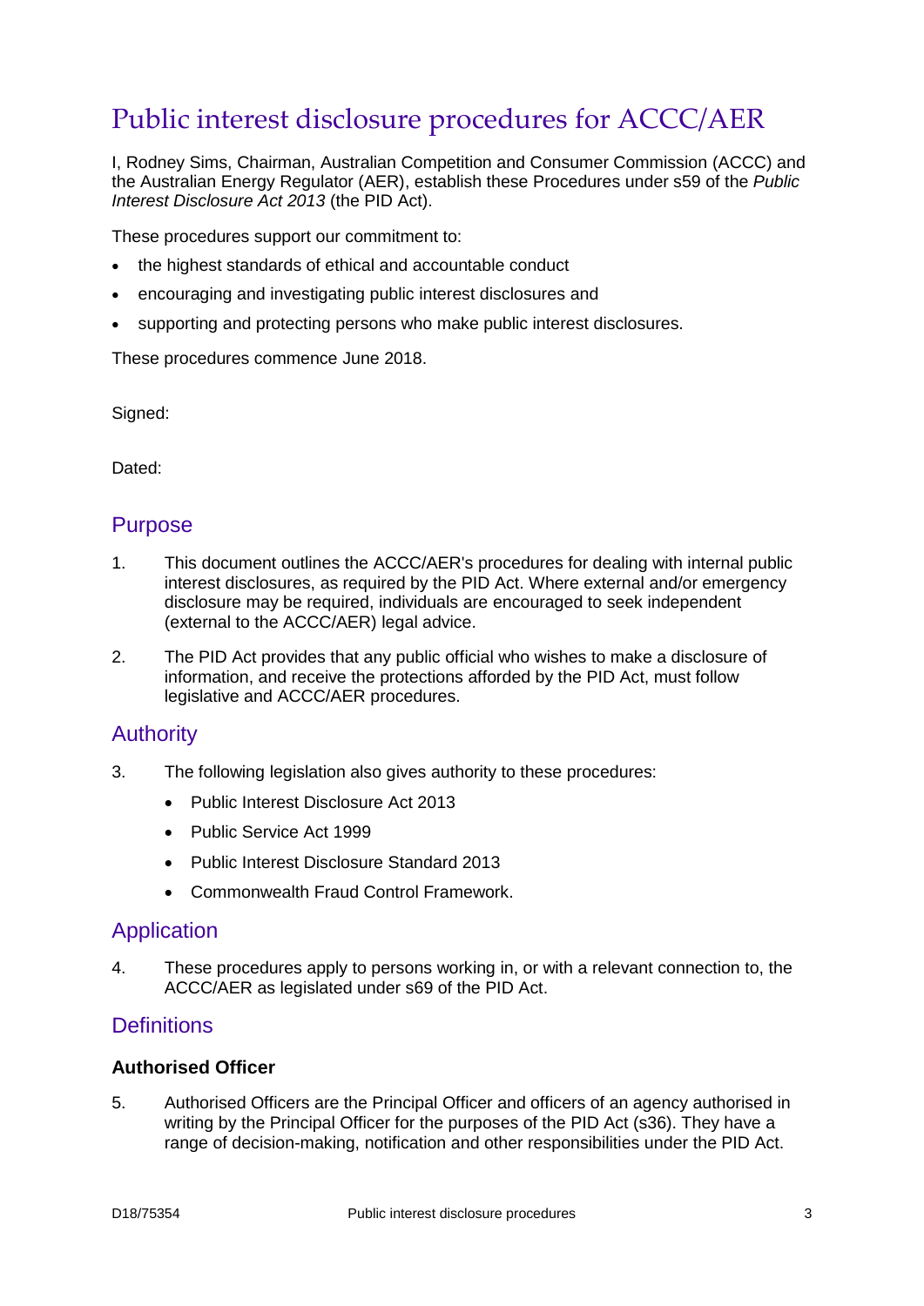# Public interest disclosure procedures for ACCC/AER

I, Rodney Sims, Chairman, Australian Competition and Consumer Commission (ACCC) and the Australian Energy Regulator (AER), establish these Procedures under s59 of the *Public Interest Disclosure Act 2013* (the PID Act).

These procedures support our commitment to:

- the highest standards of ethical and accountable conduct
- encouraging and investigating public interest disclosures and
- supporting and protecting persons who make public interest disclosures.

These procedures commence June 2018.

Signed:

Dated:

## Purpose

1. This document outlines the ACCC/AER's procedures for dealing with internal public interest disclosures, as required by the PID Act. Where external and/or emergency disclosure may be required, individuals are encouraged to seek independent (external to the ACCC/AER) legal advice.

2. The PID Act provides that any public official who wishes to make a disclosure of information, and receive the protections afforded by the PID Act, must follow legislative and ACCC/AER procedures.

## Authority

3. The following legislation also gives authority to these procedures:
   - Public Interest Disclosure Act 2013
   - Public Service Act 1999
   - Public Interest Disclosure Standard 2013
   - Commonwealth Fraud Control Framework.

## Application

4. These procedures apply to persons working in, or with a relevant connection to, the ACCC/AER as legislated under s69 of the PID Act.

## Definitions

### Authorised Officer

5. Authorised Officers are the Principal Officer and officers of an agency authorised in writing by the Principal Officer for the purposes of the PID Act (s36). They have a range of decision-making, notification and other responsibilities under the PID Act.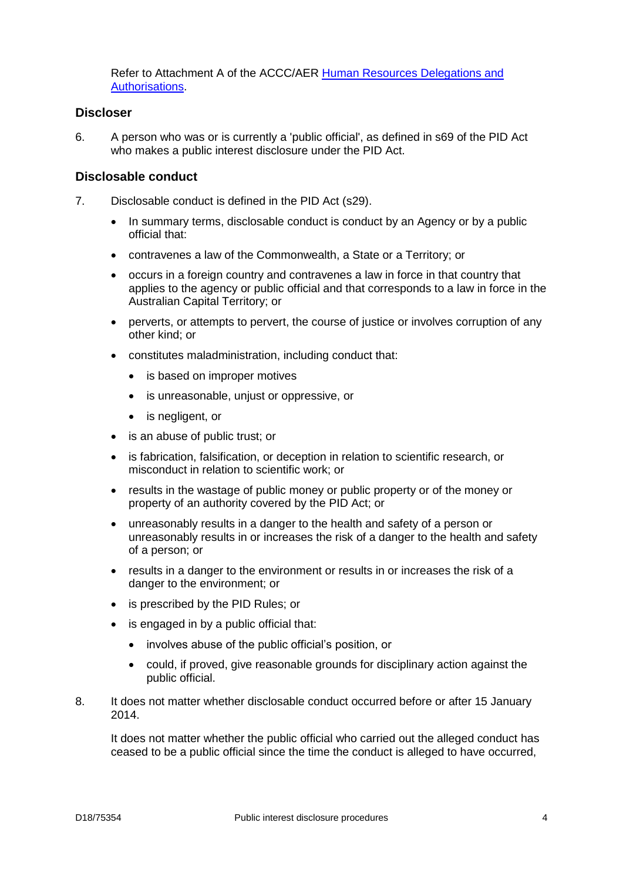Refer to Attachment A of the ACCC/AER [Human Resources Delegations and Authorisations](Human Resources Delegations and Authorisations).

### Discloser

6. A person who was or is currently a 'public official', as defined in s69 of the PID Act who makes a public interest disclosure under the PID Act.

### Disclosable conduct

7. Disclosable conduct is defined in the PID Act (s29).

   - In summary terms, disclosable conduct is conduct by an Agency or by a public official that:
   - contravenes a law of the Commonwealth, a State or a Territory; or
   - occurs in a foreign country and contravenes a law in force in that country that applies to the agency or public official and that corresponds to a law in force in the Australian Capital Territory; or
   - perverts, or attempts to pervert, the course of justice or involves corruption of any other kind; or
   - constitutes maladministration, including conduct that:
     - is based on improper motives
     - is unreasonable, unjust or oppressive, or
     - is negligent, or
   - is an abuse of public trust; or
   - is fabrication, falsification, or deception in relation to scientific research, or misconduct in relation to scientific work; or
   - results in the wastage of public money or public property or of the money or property of an authority covered by the PID Act; or
   - unreasonably results in a danger to the health and safety of a person or unreasonably results in or increases the risk of a danger to the health and safety of a person; or
   - results in a danger to the environment or results in or increases the risk of a danger to the environment; or
   - is prescribed by the PID Rules; or
   - is engaged in by a public official that:
     - involves abuse of the public official's position, or
     - could, if proved, give reasonable grounds for disciplinary action against the public official.

8. It does not matter whether disclosable conduct occurred before or after 15 January 2014.

   It does not matter whether the public official who carried out the alleged conduct has ceased to be a public official since the time the conduct is alleged to have occurred,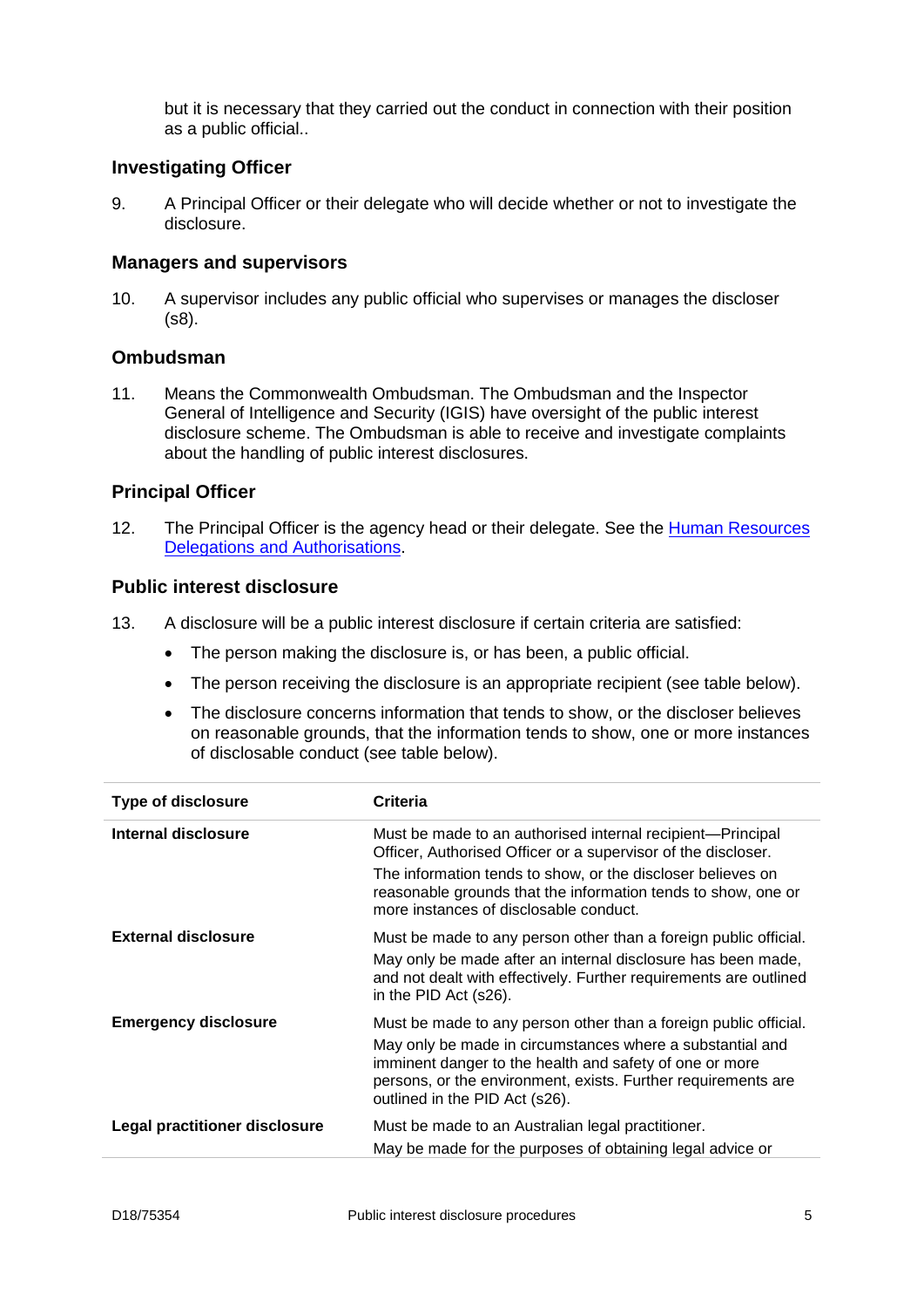but it is necessary that they carried out the conduct in connection with their position as a public official..

### Investigating Officer

9. A Principal Officer or their delegate who will decide whether or not to investigate the disclosure.

### Managers and supervisors

10. A supervisor includes any public official who supervises or manages the discloser (s8).

### Ombudsman

11. Means the Commonwealth Ombudsman. The Ombudsman and the Inspector General of Intelligence and Security (IGIS) have oversight of the public interest disclosure scheme. The Ombudsman is able to receive and investigate complaints about the handling of public interest disclosures.

### Principal Officer

12. The Principal Officer is the agency head or their delegate. See the [Human Resources Delegations and Authorisations]().

### Public interest disclosure

13. A disclosure will be a public interest disclosure if certain criteria are satisfied:

    - The person making the disclosure is, or has been, a public official.
    - The person receiving the disclosure is an appropriate recipient (see table below).
    - The disclosure concerns information that tends to show, or the discloser believes on reasonable grounds, that the information tends to show, one or more instances of disclosable conduct (see table below).

| Type of disclosure | Criteria |
|---|---|
| **Internal disclosure** | Must be made to an authorised internal recipient—Principal Officer, Authorised Officer or a supervisor of the discloser. The information tends to show, or the discloser believes on reasonable grounds that the information tends to show, one or more instances of disclosable conduct. |
| **External disclosure** | Must be made to any person other than a foreign public official. May only be made after an internal disclosure has been made, and not dealt with effectively. Further requirements are outlined in the PID Act (s26). |
| **Emergency disclosure** | Must be made to any person other than a foreign public official. May only be made in circumstances where a substantial and imminent danger to the health and safety of one or more persons, or the environment, exists. Further requirements are outlined in the PID Act (s26). |
| **Legal practitioner disclosure** | Must be made to an Australian legal practitioner. May be made for the purposes of obtaining legal advice or |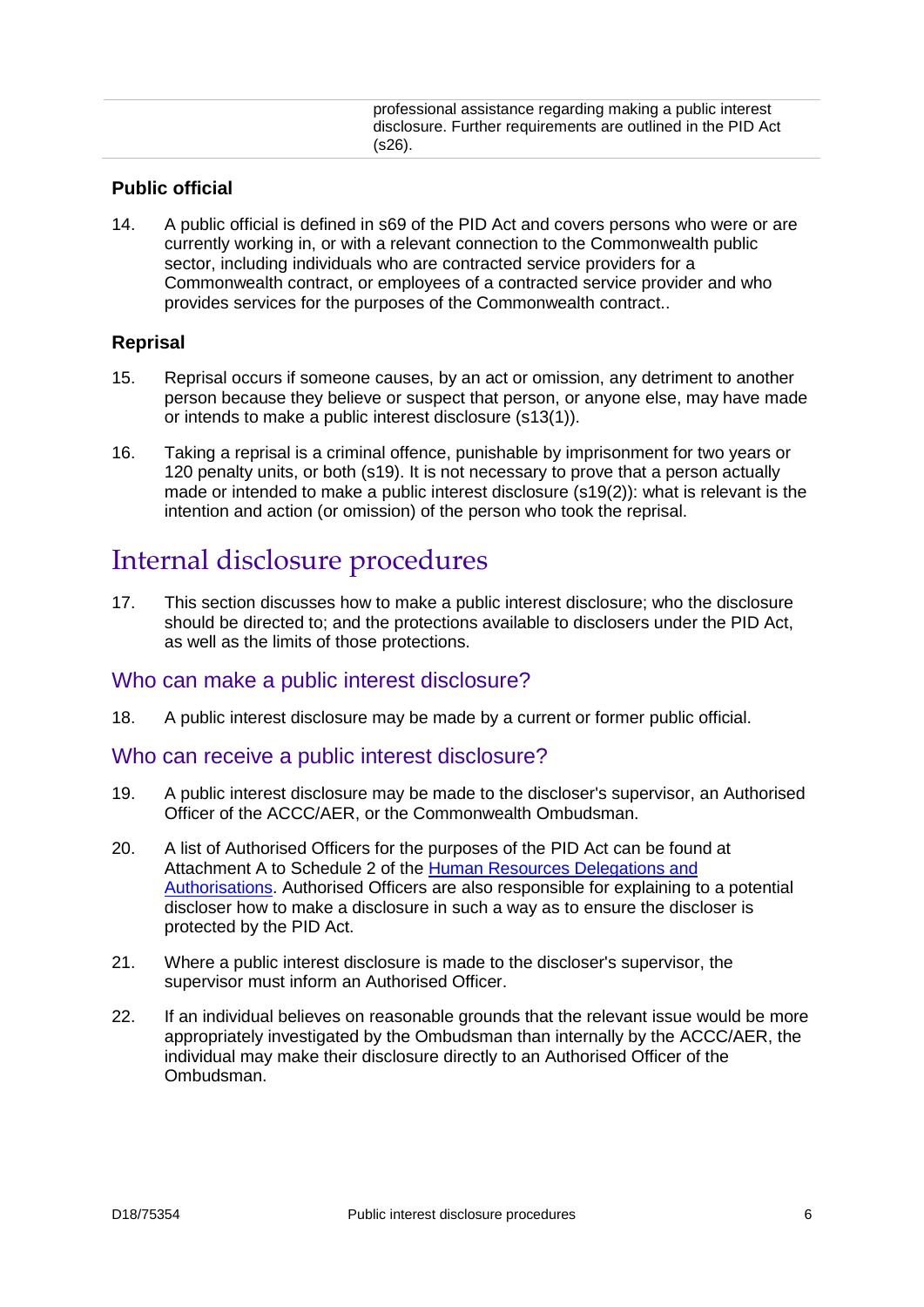| | professional assistance regarding making a public interest disclosure. Further requirements are outlined in the PID Act (s26). |
|---|---|

### Public official

14. A public official is defined in s69 of the PID Act and covers persons who were or are currently working in, or with a relevant connection to the Commonwealth public sector, including individuals who are contracted service providers for a Commonwealth contract, or employees of a contracted service provider and who provides services for the purposes of the Commonwealth contract..

### Reprisal

15. Reprisal occurs if someone causes, by an act or omission, any detriment to another person because they believe or suspect that person, or anyone else, may have made or intends to make a public interest disclosure (s13(1)).

16. Taking a reprisal is a criminal offence, punishable by imprisonment for two years or 120 penalty units, or both (s19). It is not necessary to prove that a person actually made or intended to make a public interest disclosure (s19(2)): what is relevant is the intention and action (or omission) of the person who took the reprisal.

# Internal disclosure procedures

17. This section discusses how to make a public interest disclosure; who the disclosure should be directed to; and the protections available to disclosers under the PID Act, as well as the limits of those protections.

## Who can make a public interest disclosure?

18. A public interest disclosure may be made by a current or former public official.

## Who can receive a public interest disclosure?

19. A public interest disclosure may be made to the discloser's supervisor, an Authorised Officer of the ACCC/AER, or the Commonwealth Ombudsman.

20. A list of Authorised Officers for the purposes of the PID Act can be found at Attachment A to Schedule 2 of the Human Resources Delegations and Authorisations. Authorised Officers are also responsible for explaining to a potential discloser how to make a disclosure in such a way as to ensure the discloser is protected by the PID Act.

21. Where a public interest disclosure is made to the discloser's supervisor, the supervisor must inform an Authorised Officer.

22. If an individual believes on reasonable grounds that the relevant issue would be more appropriately investigated by the Ombudsman than internally by the ACCC/AER, the individual may make their disclosure directly to an Authorised Officer of the Ombudsman.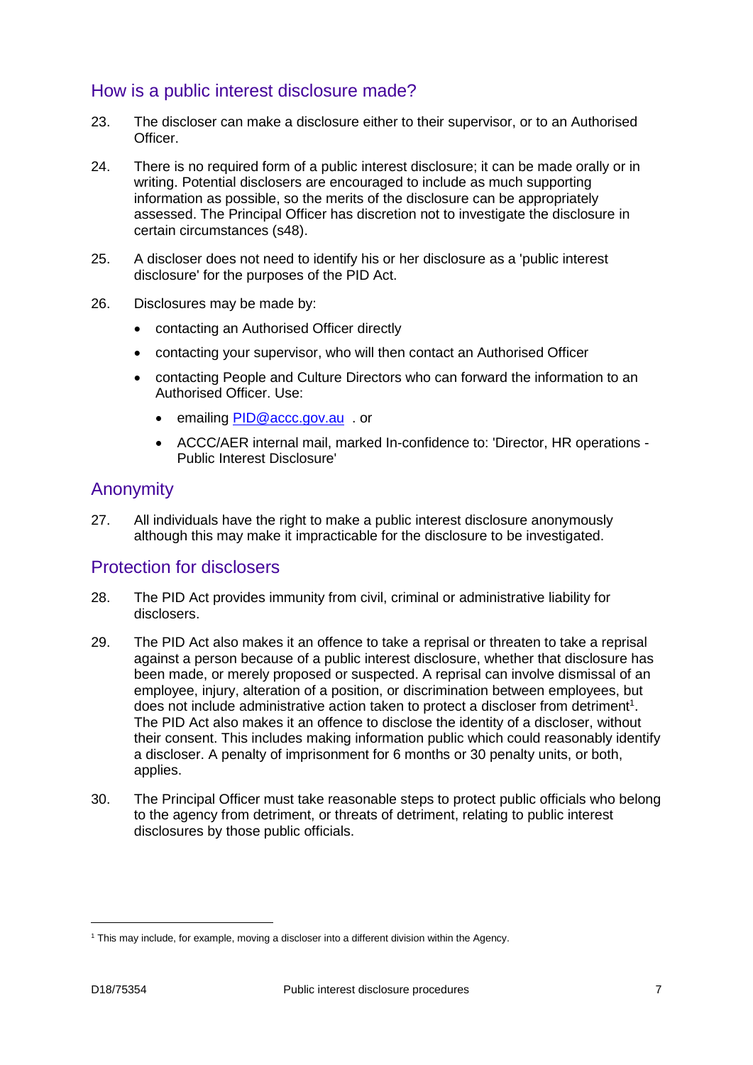## How is a public interest disclosure made?

23. The discloser can make a disclosure either to their supervisor, or to an Authorised Officer.

24. There is no required form of a public interest disclosure; it can be made orally or in writing. Potential disclosers are encouraged to include as much supporting information as possible, so the merits of the disclosure can be appropriately assessed. The Principal Officer has discretion not to investigate the disclosure in certain circumstances (s48).

25. A discloser does not need to identify his or her disclosure as a 'public interest disclosure' for the purposes of the PID Act.

26. Disclosures may be made by:

    - contacting an Authorised Officer directly
    - contacting your supervisor, who will then contact an Authorised Officer
    - contacting People and Culture Directors who can forward the information to an Authorised Officer. Use:
        - emailing PID@accc.gov.au . or
        - ACCC/AER internal mail, marked In-confidence to: 'Director, HR operations - Public Interest Disclosure'

## Anonymity

27. All individuals have the right to make a public interest disclosure anonymously although this may make it impracticable for the disclosure to be investigated.

## Protection for disclosers

28. The PID Act provides immunity from civil, criminal or administrative liability for disclosers.

29. The PID Act also makes it an offence to take a reprisal or threaten to take a reprisal against a person because of a public interest disclosure, whether that disclosure has been made, or merely proposed or suspected. A reprisal can involve dismissal of an employee, injury, alteration of a position, or discrimination between employees, but does not include administrative action taken to protect a discloser from detriment[1]. The PID Act also makes it an offence to disclose the identity of a discloser, without their consent. This includes making information public which could reasonably identify a discloser. A penalty of imprisonment for 6 months or 30 penalty units, or both, applies.

30. The Principal Officer must take reasonable steps to protect public officials who belong to the agency from detriment, or threats of detriment, relating to public interest disclosures by those public officials.

---

[1] This may include, for example, moving a discloser into a different division within the Agency.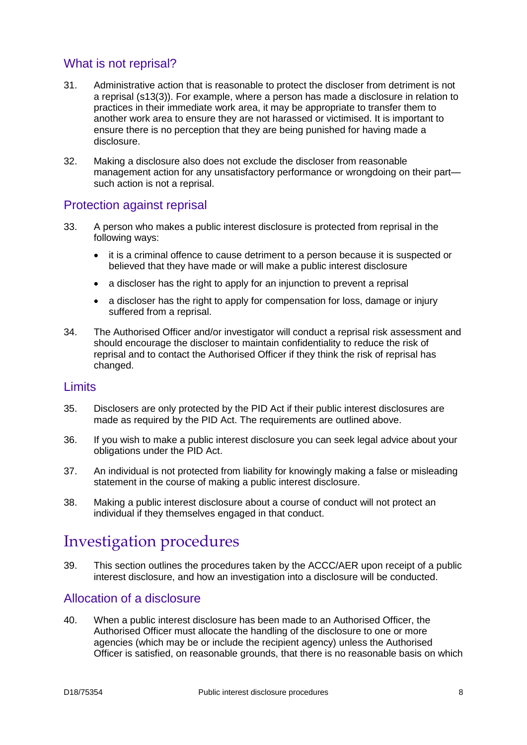## What is not reprisal?

31. Administrative action that is reasonable to protect the discloser from detriment is not a reprisal (s13(3)). For example, where a person has made a disclosure in relation to practices in their immediate work area, it may be appropriate to transfer them to another work area to ensure they are not harassed or victimised. It is important to ensure there is no perception that they are being punished for having made a disclosure.

32. Making a disclosure also does not exclude the discloser from reasonable management action for any unsatisfactory performance or wrongdoing on their part—such action is not a reprisal.

## Protection against reprisal

33. A person who makes a public interest disclosure is protected from reprisal in the following ways:

    - it is a criminal offence to cause detriment to a person because it is suspected or believed that they have made or will make a public interest disclosure
    - a discloser has the right to apply for an injunction to prevent a reprisal
    - a discloser has the right to apply for compensation for loss, damage or injury suffered from a reprisal.

34. The Authorised Officer and/or investigator will conduct a reprisal risk assessment and should encourage the discloser to maintain confidentiality to reduce the risk of reprisal and to contact the Authorised Officer if they think the risk of reprisal has changed.

## Limits

35. Disclosers are only protected by the PID Act if their public interest disclosures are made as required by the PID Act. The requirements are outlined above.

36. If you wish to make a public interest disclosure you can seek legal advice about your obligations under the PID Act.

37. An individual is not protected from liability for knowingly making a false or misleading statement in the course of making a public interest disclosure.

38. Making a public interest disclosure about a course of conduct will not protect an individual if they themselves engaged in that conduct.

# Investigation procedures

39. This section outlines the procedures taken by the ACCC/AER upon receipt of a public interest disclosure, and how an investigation into a disclosure will be conducted.

## Allocation of a disclosure

40. When a public interest disclosure has been made to an Authorised Officer, the Authorised Officer must allocate the handling of the disclosure to one or more agencies (which may be or include the recipient agency) unless the Authorised Officer is satisfied, on reasonable grounds, that there is no reasonable basis on which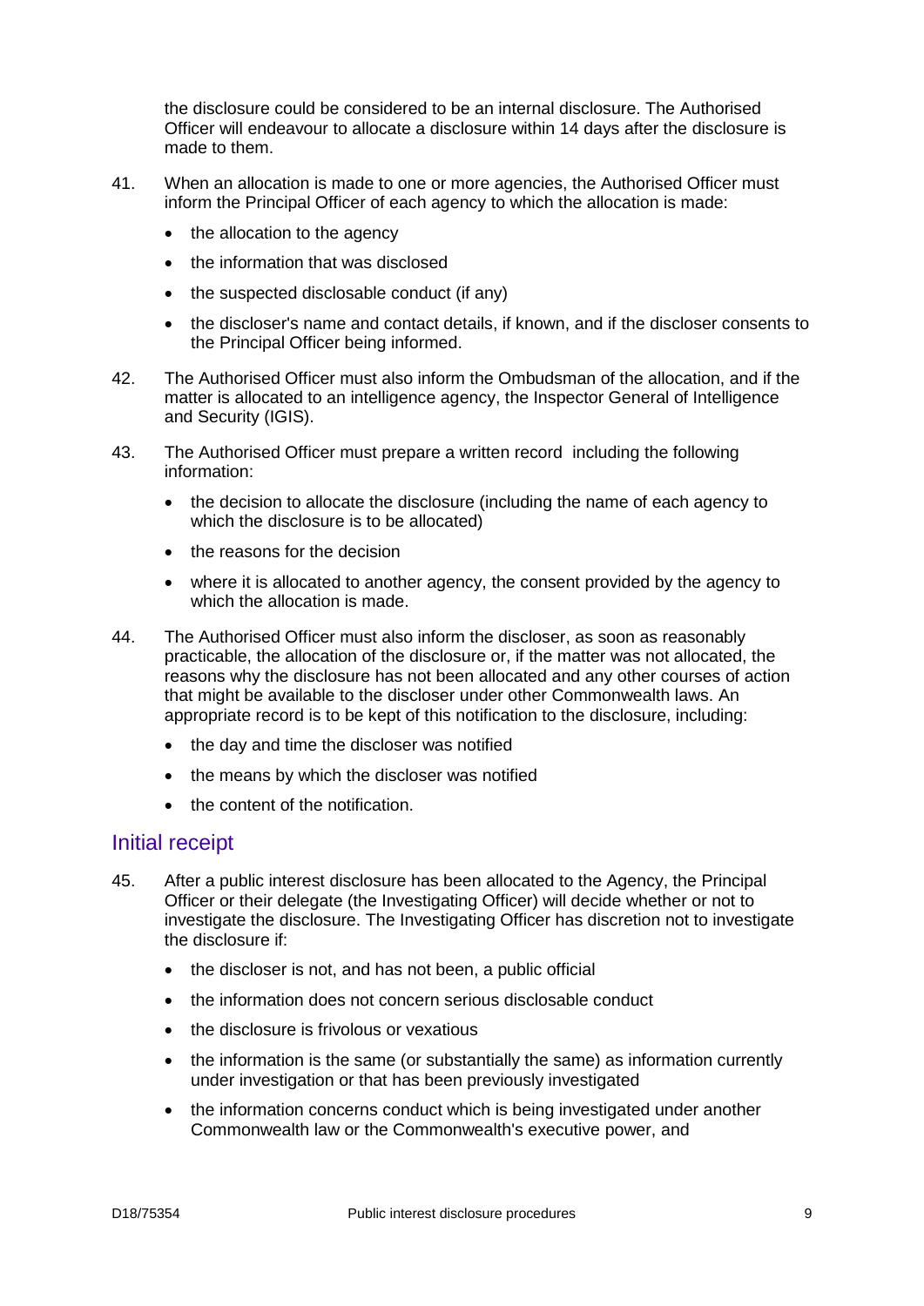the disclosure could be considered to be an internal disclosure. The Authorised Officer will endeavour to allocate a disclosure within 14 days after the disclosure is made to them.

41. When an allocation is made to one or more agencies, the Authorised Officer must inform the Principal Officer of each agency to which the allocation is made:

    - the allocation to the agency
    - the information that was disclosed
    - the suspected disclosable conduct (if any)
    - the discloser's name and contact details, if known, and if the discloser consents to the Principal Officer being informed.

42. The Authorised Officer must also inform the Ombudsman of the allocation, and if the matter is allocated to an intelligence agency, the Inspector General of Intelligence and Security (IGIS).

43. The Authorised Officer must prepare a written record including the following information:

    - the decision to allocate the disclosure (including the name of each agency to which the disclosure is to be allocated)
    - the reasons for the decision
    - where it is allocated to another agency, the consent provided by the agency to which the allocation is made.

44. The Authorised Officer must also inform the discloser, as soon as reasonably practicable, the allocation of the disclosure or, if the matter was not allocated, the reasons why the disclosure has not been allocated and any other courses of action that might be available to the discloser under other Commonwealth laws. An appropriate record is to be kept of this notification to the disclosure, including:

    - the day and time the discloser was notified
    - the means by which the discloser was notified
    - the content of the notification.

## Initial receipt

45. After a public interest disclosure has been allocated to the Agency, the Principal Officer or their delegate (the Investigating Officer) will decide whether or not to investigate the disclosure. The Investigating Officer has discretion not to investigate the disclosure if:

    - the discloser is not, and has not been, a public official
    - the information does not concern serious disclosable conduct
    - the disclosure is frivolous or vexatious
    - the information is the same (or substantially the same) as information currently under investigation or that has been previously investigated
    - the information concerns conduct which is being investigated under another Commonwealth law or the Commonwealth's executive power, and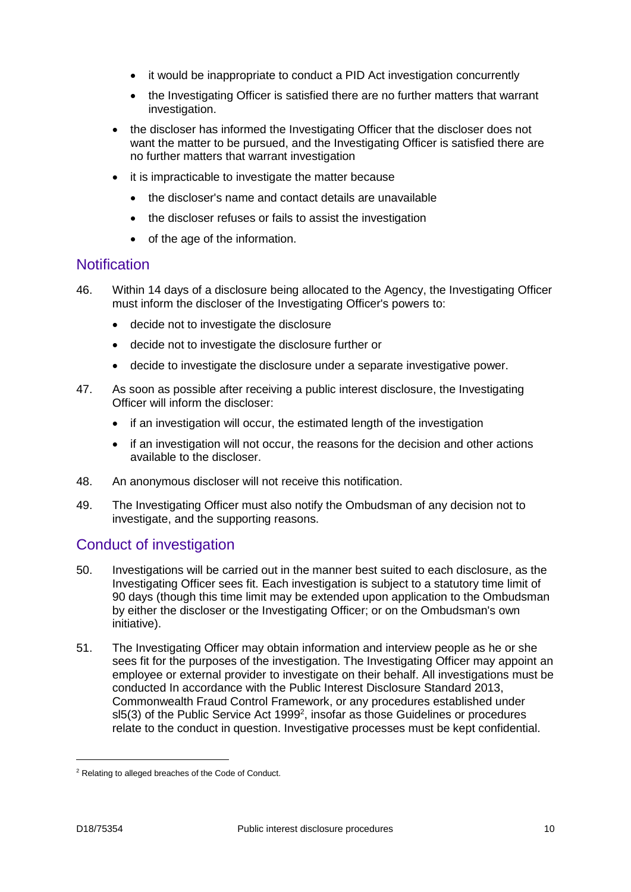- it would be inappropriate to conduct a PID Act investigation concurrently
    - the Investigating Officer is satisfied there are no further matters that warrant investigation.
- the discloser has informed the Investigating Officer that the discloser does not want the matter to be pursued, and the Investigating Officer is satisfied there are no further matters that warrant investigation
- it is impracticable to investigate the matter because
    - the discloser's name and contact details are unavailable
    - the discloser refuses or fails to assist the investigation
    - of the age of the information.

## Notification

46. Within 14 days of a disclosure being allocated to the Agency, the Investigating Officer must inform the discloser of the Investigating Officer's powers to:
    - decide not to investigate the disclosure
    - decide not to investigate the disclosure further or
    - decide to investigate the disclosure under a separate investigative power.

47. As soon as possible after receiving a public interest disclosure, the Investigating Officer will inform the discloser:
    - if an investigation will occur, the estimated length of the investigation
    - if an investigation will not occur, the reasons for the decision and other actions available to the discloser.

48. An anonymous discloser will not receive this notification.

49. The Investigating Officer must also notify the Ombudsman of any decision not to investigate, and the supporting reasons.

## Conduct of investigation

50. Investigations will be carried out in the manner best suited to each disclosure, as the Investigating Officer sees fit. Each investigation is subject to a statutory time limit of 90 days (though this time limit may be extended upon application to the Ombudsman by either the discloser or the Investigating Officer; or on the Ombudsman's own initiative).

51. The Investigating Officer may obtain information and interview people as he or she sees fit for the purposes of the investigation. The Investigating Officer may appoint an employee or external provider to investigate on their behalf. All investigations must be conducted In accordance with the Public Interest Disclosure Standard 2013, Commonwealth Fraud Control Framework, or any procedures established under sl5(3) of the Public Service Act 1999[2], insofar as those Guidelines or procedures relate to the conduct in question. Investigative processes must be kept confidential.

[2] Relating to alleged breaches of the Code of Conduct.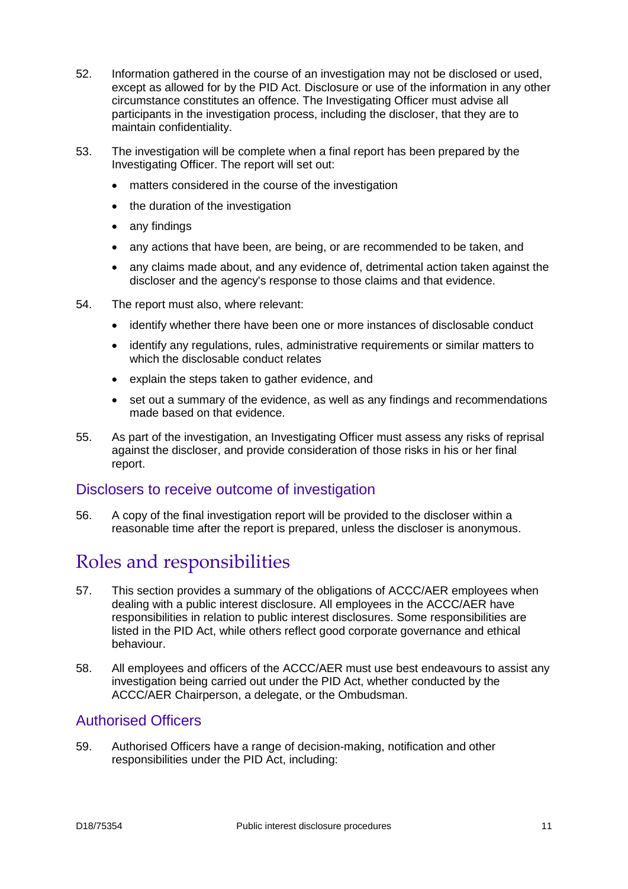52. Information gathered in the course of an investigation may not be disclosed or used, except as allowed for by the PID Act. Disclosure or use of the information in any other circumstance constitutes an offence. The Investigating Officer must advise all participants in the investigation process, including the discloser, that they are to maintain confidentiality.

53. The investigation will be complete when a final report has been prepared by the Investigating Officer. The report will set out:

    - matters considered in the course of the investigation
    - the duration of the investigation
    - any findings
    - any actions that have been, are being, or are recommended to be taken, and
    - any claims made about, and any evidence of, detrimental action taken against the discloser and the agency's response to those claims and that evidence.

54. The report must also, where relevant:

    - identify whether there have been one or more instances of disclosable conduct
    - identify any regulations, rules, administrative requirements or similar matters to which the disclosable conduct relates
    - explain the steps taken to gather evidence, and
    - set out a summary of the evidence, as well as any findings and recommendations made based on that evidence.

55. As part of the investigation, an Investigating Officer must assess any risks of reprisal against the discloser, and provide consideration of those risks in his or her final report.

### Disclosers to receive outcome of investigation

56. A copy of the final investigation report will be provided to the discloser within a reasonable time after the report is prepared, unless the discloser is anonymous.

## Roles and responsibilities

57. This section provides a summary of the obligations of ACCC/AER employees when dealing with a public interest disclosure. All employees in the ACCC/AER have responsibilities in relation to public interest disclosures. Some responsibilities are listed in the PID Act, while others reflect good corporate governance and ethical behaviour.

58. All employees and officers of the ACCC/AER must use best endeavours to assist any investigation being carried out under the PID Act, whether conducted by the ACCC/AER Chairperson, a delegate, or the Ombudsman.

### Authorised Officers

59. Authorised Officers have a range of decision-making, notification and other responsibilities under the PID Act, including: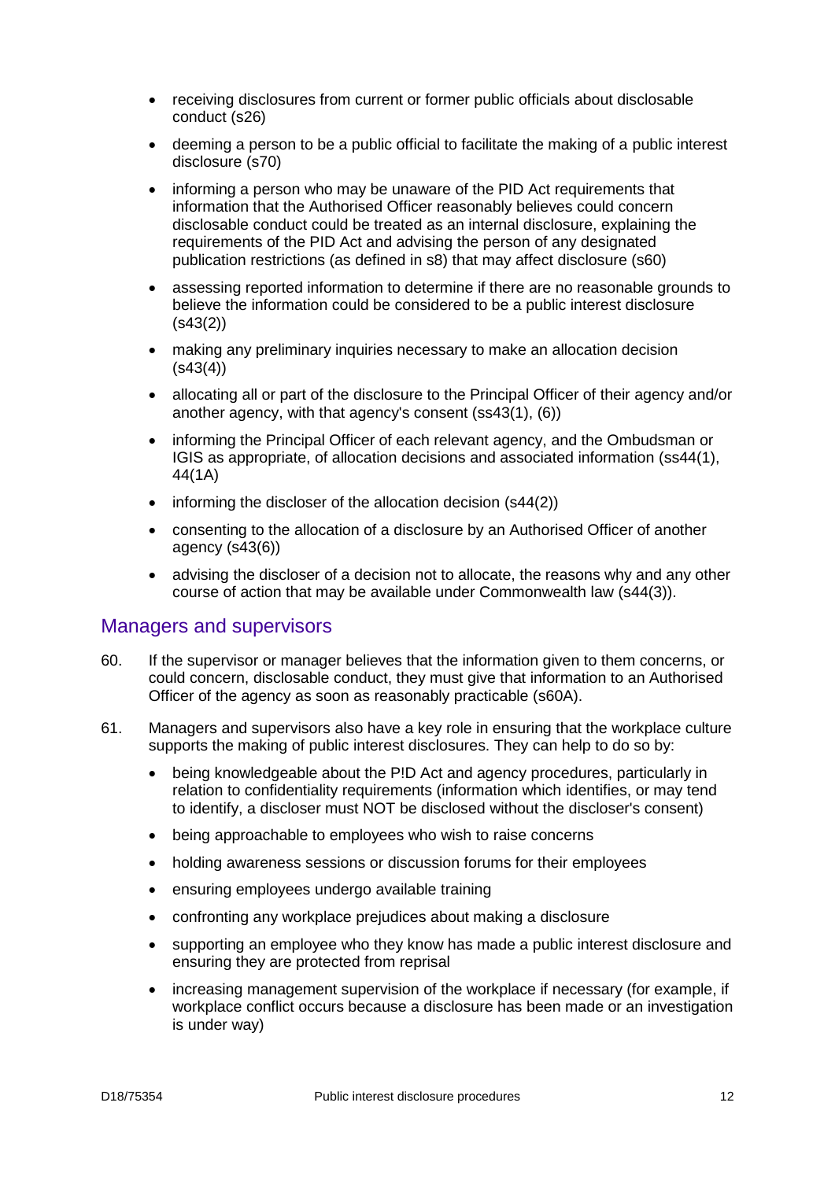- receiving disclosures from current or former public officials about disclosable conduct (s26)
- deeming a person to be a public official to facilitate the making of a public interest disclosure (s70)
- informing a person who may be unaware of the PID Act requirements that information that the Authorised Officer reasonably believes could concern disclosable conduct could be treated as an internal disclosure, explaining the requirements of the PID Act and advising the person of any designated publication restrictions (as defined in s8) that may affect disclosure (s60)
- assessing reported information to determine if there are no reasonable grounds to believe the information could be considered to be a public interest disclosure (s43(2))
- making any preliminary inquiries necessary to make an allocation decision (s43(4))
- allocating all or part of the disclosure to the Principal Officer of their agency and/or another agency, with that agency's consent (ss43(1), (6))
- informing the Principal Officer of each relevant agency, and the Ombudsman or IGIS as appropriate, of allocation decisions and associated information (ss44(1), 44(1A)
- informing the discloser of the allocation decision (s44(2))
- consenting to the allocation of a disclosure by an Authorised Officer of another agency (s43(6))
- advising the discloser of a decision not to allocate, the reasons why and any other course of action that may be available under Commonwealth law (s44(3)).

## Managers and supervisors

60. If the supervisor or manager believes that the information given to them concerns, or could concern, disclosable conduct, they must give that information to an Authorised Officer of the agency as soon as reasonably practicable (s60A).

61. Managers and supervisors also have a key role in ensuring that the workplace culture supports the making of public interest disclosures. They can help to do so by:

    - being knowledgeable about the P!D Act and agency procedures, particularly in relation to confidentiality requirements (information which identifies, or may tend to identify, a discloser must NOT be disclosed without the discloser's consent)
    - being approachable to employees who wish to raise concerns
    - holding awareness sessions or discussion forums for their employees
    - ensuring employees undergo available training
    - confronting any workplace prejudices about making a disclosure
    - supporting an employee who they know has made a public interest disclosure and ensuring they are protected from reprisal
    - increasing management supervision of the workplace if necessary (for example, if workplace conflict occurs because a disclosure has been made or an investigation is under way)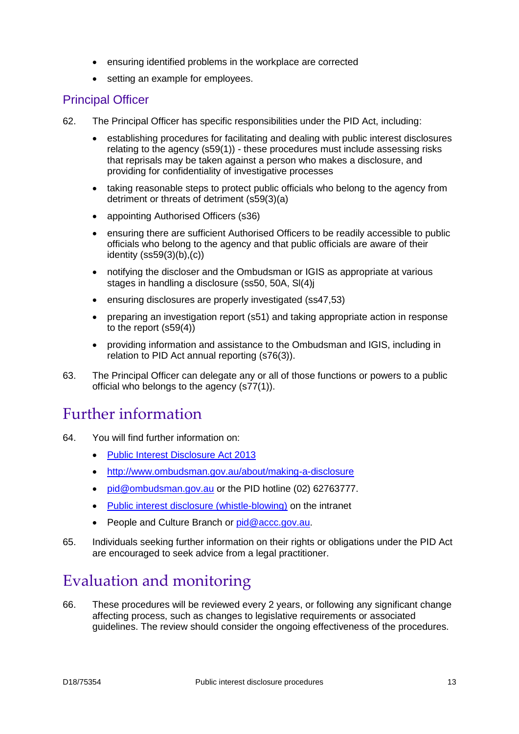- ensuring identified problems in the workplace are corrected
- setting an example for employees.

### Principal Officer

62. The Principal Officer has specific responsibilities under the PID Act, including:

    - establishing procedures for facilitating and dealing with public interest disclosures relating to the agency (s59(1)) - these procedures must include assessing risks that reprisals may be taken against a person who makes a disclosure, and providing for confidentiality of investigative processes
    - taking reasonable steps to protect public officials who belong to the agency from detriment or threats of detriment (s59(3)(a)
    - appointing Authorised Officers (s36)
    - ensuring there are sufficient Authorised Officers to be readily accessible to public officials who belong to the agency and that public officials are aware of their identity (ss59(3)(b),(c))
    - notifying the discloser and the Ombudsman or IGIS as appropriate at various stages in handling a disclosure (ss50, 50A, Sl(4)j
    - ensuring disclosures are properly investigated (ss47,53)
    - preparing an investigation report (s51) and taking appropriate action in response to the report (s59(4))
    - providing information and assistance to the Ombudsman and IGIS, including in relation to PID Act annual reporting (s76(3)).

63. The Principal Officer can delegate any or all of those functions or powers to a public official who belongs to the agency (s77(1)).

## Further information

64. You will find further information on:

    - Public Interest Disclosure Act 2013
    - http://www.ombudsman.gov.au/about/making-a-disclosure
    - pid@ombudsman.gov.au or the PID hotline (02) 62763777.
    - Public interest disclosure (whistle-blowing) on the intranet
    - People and Culture Branch or pid@accc.gov.au.

65. Individuals seeking further information on their rights or obligations under the PID Act are encouraged to seek advice from a legal practitioner.

## Evaluation and monitoring

66. These procedures will be reviewed every 2 years, or following any significant change affecting process, such as changes to legislative requirements or associated guidelines. The review should consider the ongoing effectiveness of the procedures.